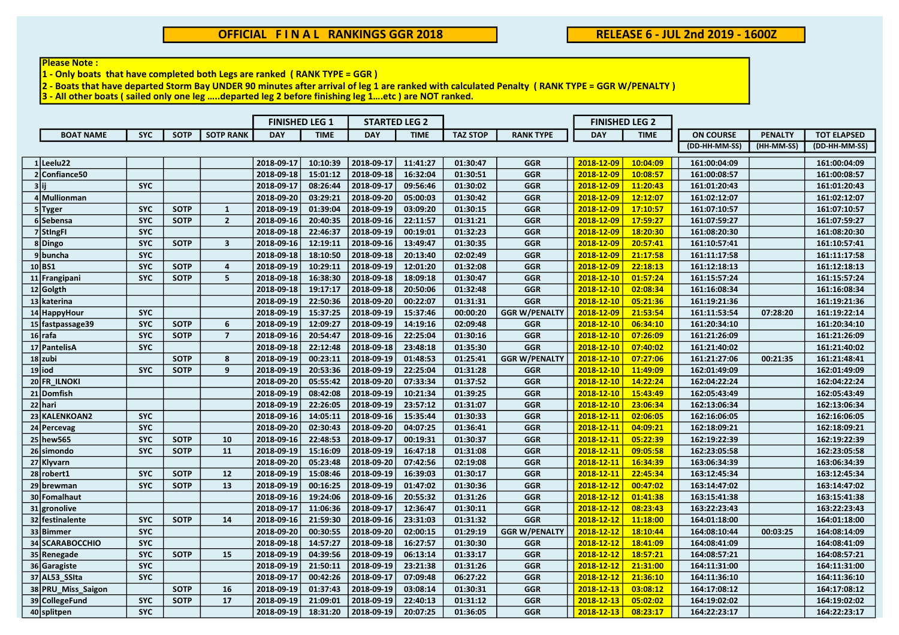**OFFICIAL F I N A L RANKINGS GGR 2018**

**RELEASE 6 - JUL 2nd 2019 - 1600Z**

**Please Note :**
**1 - Only boats that have completed both Legs are ranked ( RANK TYPE = GGR )**
**2 - Boats that have departed Storm Bay UNDER 90 minutes after arrival of leg 1 are ranked with calculated Penalty ( RANK TYPE = GGR W/PENALTY )**
**3 - All other boats ( sailed only one leg .....departed leg 2 before finishing leg 1....etc ) are NOT ranked.**

| | BOAT NAME | SYC | SOTP | SOTP RANK | FINISHED LEG 1 DAY | FINISHED LEG 1 TIME | STARTED LEG 2 DAY | STARTED LEG 2 TIME | TAZ STOP | RANK TYPE | FINISHED LEG 2 DAY | FINISHED LEG 2 TIME | ON COURSE (DD-HH-MM-SS) | PENALTY (HH-MM-SS) | TOT ELAPSED (DD-HH-MM-SS) |
|---|---|---|---|---|---|---|---|---|---|---|---|---|---|---|---|
| 1 | Leelu22 | | | | 2018-09-17 | 10:10:39 | 2018-09-17 | 11:41:27 | 01:30:47 | GGR | 2018-12-09 | 10:04:09 | 161:00:04:09 | | 161:00:04:09 |
| 2 | Confiance50 | | | | 2018-09-18 | 15:01:12 | 2018-09-18 | 16:32:04 | 01:30:51 | GGR | 2018-12-09 | 10:08:57 | 161:00:08:57 | | 161:00:08:57 |
| 3 | ij | SYC | | | 2018-09-17 | 08:26:44 | 2018-09-17 | 09:56:46 | 01:30:02 | GGR | 2018-12-09 | 11:20:43 | 161:01:20:43 | | 161:01:20:43 |
| 4 | Mullionman | | | | 2018-09-20 | 03:29:21 | 2018-09-20 | 05:00:03 | 01:30:42 | GGR | 2018-12-09 | 12:12:07 | 161:02:12:07 | | 161:02:12:07 |
| 5 | Tyger | SYC | SOTP | 1 | 2018-09-19 | 01:39:04 | 2018-09-19 | 03:09:20 | 01:30:15 | GGR | 2018-12-09 | 17:10:57 | 161:07:10:57 | | 161:07:10:57 |
| 6 | Sebensa | SYC | SOTP | 2 | 2018-09-16 | 20:40:35 | 2018-09-16 | 22:11:57 | 01:31:21 | GGR | 2018-12-09 | 17:59:27 | 161:07:59:27 | | 161:07:59:27 |
| 7 | StIngFl | SYC | | | 2018-09-18 | 22:46:37 | 2018-09-19 | 00:19:01 | 01:32:23 | GGR | 2018-12-09 | 18:20:30 | 161:08:20:30 | | 161:08:20:30 |
| 8 | Dingo | SYC | SOTP | 3 | 2018-09-16 | 12:19:11 | 2018-09-16 | 13:49:47 | 01:30:35 | GGR | 2018-12-09 | 20:57:41 | 161:10:57:41 | | 161:10:57:41 |
| 9 | buncha | SYC | | | 2018-09-18 | 18:10:50 | 2018-09-18 | 20:13:40 | 02:02:49 | GGR | 2018-12-09 | 21:17:58 | 161:11:17:58 | | 161:11:17:58 |
| 10 | BS1 | SYC | SOTP | 4 | 2018-09-19 | 10:29:11 | 2018-09-19 | 12:01:20 | 01:32:08 | GGR | 2018-12-09 | 22:18:13 | 161:12:18:13 | | 161:12:18:13 |
| 11 | Frangipani | SYC | SOTP | 5 | 2018-09-18 | 16:38:30 | 2018-09-18 | 18:09:18 | 01:30:47 | GGR | 2018-12-10 | 01:57:24 | 161:15:57:24 | | 161:15:57:24 |
| 12 | Golgth | | | | 2018-09-18 | 19:17:17 | 2018-09-18 | 20:50:06 | 01:32:48 | GGR | 2018-12-10 | 02:08:34 | 161:16:08:34 | | 161:16:08:34 |
| 13 | katerina | | | | 2018-09-19 | 22:50:36 | 2018-09-20 | 00:22:07 | 01:31:31 | GGR | 2018-12-10 | 05:21:36 | 161:19:21:36 | | 161:19:21:36 |
| 14 | HappyHour | SYC | | | 2018-09-19 | 15:37:25 | 2018-09-19 | 15:37:46 | 00:00:20 | GGR W/PENALTY | 2018-12-09 | 21:53:54 | 161:11:53:54 | 07:28:20 | 161:19:22:14 |
| 15 | fastpassage39 | SYC | SOTP | 6 | 2018-09-19 | 12:09:27 | 2018-09-19 | 14:19:16 | 02:09:48 | GGR | 2018-12-10 | 06:34:10 | 161:20:34:10 | | 161:20:34:10 |
| 16 | rafa | SYC | SOTP | 7 | 2018-09-16 | 20:54:47 | 2018-09-16 | 22:25:04 | 01:30:16 | GGR | 2018-12-10 | 07:26:09 | 161:21:26:09 | | 161:21:26:09 |
| 17 | PantelisA | SYC | | | 2018-09-18 | 22:12:48 | 2018-09-18 | 23:48:18 | 01:35:30 | GGR | 2018-12-10 | 07:40:02 | 161:21:40:02 | | 161:21:40:02 |
| 18 | zubi | | SOTP | 8 | 2018-09-19 | 00:23:11 | 2018-09-19 | 01:48:53 | 01:25:41 | GGR W/PENALTY | 2018-12-10 | 07:27:06 | 161:21:27:06 | 00:21:35 | 161:21:48:41 |
| 19 | iod | SYC | SOTP | 9 | 2018-09-19 | 20:53:36 | 2018-09-19 | 22:25:04 | 01:31:28 | GGR | 2018-12-10 | 11:49:09 | 162:01:49:09 | | 162:01:49:09 |
| 20 | FR_ILNOKI | | | | 2018-09-20 | 05:55:42 | 2018-09-20 | 07:33:34 | 01:37:52 | GGR | 2018-12-10 | 14:22:24 | 162:04:22:24 | | 162:04:22:24 |
| 21 | Domfish | | | | 2018-09-19 | 08:42:08 | 2018-09-19 | 10:21:34 | 01:39:25 | GGR | 2018-12-10 | 15:43:49 | 162:05:43:49 | | 162:05:43:49 |
| 22 | hari | | | | 2018-09-19 | 22:26:05 | 2018-09-19 | 23:57:12 | 01:31:07 | GGR | 2018-12-10 | 23:06:34 | 162:13:06:34 | | 162:13:06:34 |
| 23 | KALENKOAN2 | SYC | | | 2018-09-16 | 14:05:11 | 2018-09-16 | 15:35:44 | 01:30:33 | GGR | 2018-12-11 | 02:06:05 | 162:16:06:05 | | 162:16:06:05 |
| 24 | Percevag | SYC | | | 2018-09-20 | 02:30:43 | 2018-09-20 | 04:07:25 | 01:36:41 | GGR | 2018-12-11 | 04:09:21 | 162:18:09:21 | | 162:18:09:21 |
| 25 | hew565 | SYC | SOTP | 10 | 2018-09-16 | 22:48:53 | 2018-09-17 | 00:19:31 | 01:30:37 | GGR | 2018-12-11 | 05:22:39 | 162:19:22:39 | | 162:19:22:39 |
| 26 | simondo | SYC | SOTP | 11 | 2018-09-19 | 15:16:09 | 2018-09-19 | 16:47:18 | 01:31:08 | GGR | 2018-12-11 | 09:05:58 | 162:23:05:58 | | 162:23:05:58 |
| 27 | Klyvarn | | | | 2018-09-20 | 05:23:48 | 2018-09-20 | 07:42:56 | 02:19:08 | GGR | 2018-12-11 | 16:34:39 | 163:06:34:39 | | 163:06:34:39 |
| 28 | robert1 | SYC | SOTP | 12 | 2018-09-19 | 15:08:46 | 2018-09-19 | 16:39:03 | 01:30:17 | GGR | 2018-12-11 | 22:45:34 | 163:12:45:34 | | 163:12:45:34 |
| 29 | brewman | SYC | SOTP | 13 | 2018-09-19 | 00:16:25 | 2018-09-19 | 01:47:02 | 01:30:36 | GGR | 2018-12-12 | 00:47:02 | 163:14:47:02 | | 163:14:47:02 |
| 30 | Fomalhaut | | | | 2018-09-16 | 19:24:06 | 2018-09-16 | 20:55:32 | 01:31:26 | GGR | 2018-12-12 | 01:41:38 | 163:15:41:38 | | 163:15:41:38 |
| 31 | gronolive | | | | 2018-09-17 | 11:06:36 | 2018-09-17 | 12:36:47 | 01:30:11 | GGR | 2018-12-12 | 08:23:43 | 163:22:23:43 | | 163:22:23:43 |
| 32 | festinalente | SYC | SOTP | 14 | 2018-09-16 | 21:59:30 | 2018-09-16 | 23:31:03 | 01:31:32 | GGR | 2018-12-12 | 11:18:00 | 164:01:18:00 | | 164:01:18:00 |
| 33 | Bimmer | SYC | | | 2018-09-20 | 00:30:55 | 2018-09-20 | 02:00:15 | 01:29:19 | GGR W/PENALTY | 2018-12-12 | 18:10:44 | 164:08:10:44 | 00:03:25 | 164:08:14:09 |
| 34 | SCARABOCCHIO | SYC | | | 2018-09-18 | 14:57:27 | 2018-09-18 | 16:27:57 | 01:30:30 | GGR | 2018-12-12 | 18:41:09 | 164:08:41:09 | | 164:08:41:09 |
| 35 | Renegade | SYC | SOTP | 15 | 2018-09-19 | 04:39:56 | 2018-09-19 | 06:13:14 | 01:33:17 | GGR | 2018-12-12 | 18:57:21 | 164:08:57:21 | | 164:08:57:21 |
| 36 | Garagiste | SYC | | | 2018-09-19 | 21:50:11 | 2018-09-19 | 23:21:38 | 01:31:26 | GGR | 2018-12-12 | 21:31:00 | 164:11:31:00 | | 164:11:31:00 |
| 37 | AL53_SSIta | SYC | | | 2018-09-17 | 00:42:26 | 2018-09-17 | 07:09:48 | 06:27:22 | GGR | 2018-12-12 | 21:36:10 | 164:11:36:10 | | 164:11:36:10 |
| 38 | PRU_Miss_Saigon | | SOTP | 16 | 2018-09-19 | 01:37:43 | 2018-09-19 | 03:08:14 | 01:30:31 | GGR | 2018-12-13 | 03:08:12 | 164:17:08:12 | | 164:17:08:12 |
| 39 | CollegeFund | SYC | SOTP | 17 | 2018-09-19 | 21:09:01 | 2018-09-19 | 22:40:13 | 01:31:12 | GGR | 2018-12-13 | 05:02:02 | 164:19:02:02 | | 164:19:02:02 |
| 40 | splitpen | SYC | | | 2018-09-19 | 18:31:20 | 2018-09-19 | 20:07:25 | 01:36:05 | GGR | 2018-12-13 | 08:23:17 | 164:22:23:17 | | 164:22:23:17 |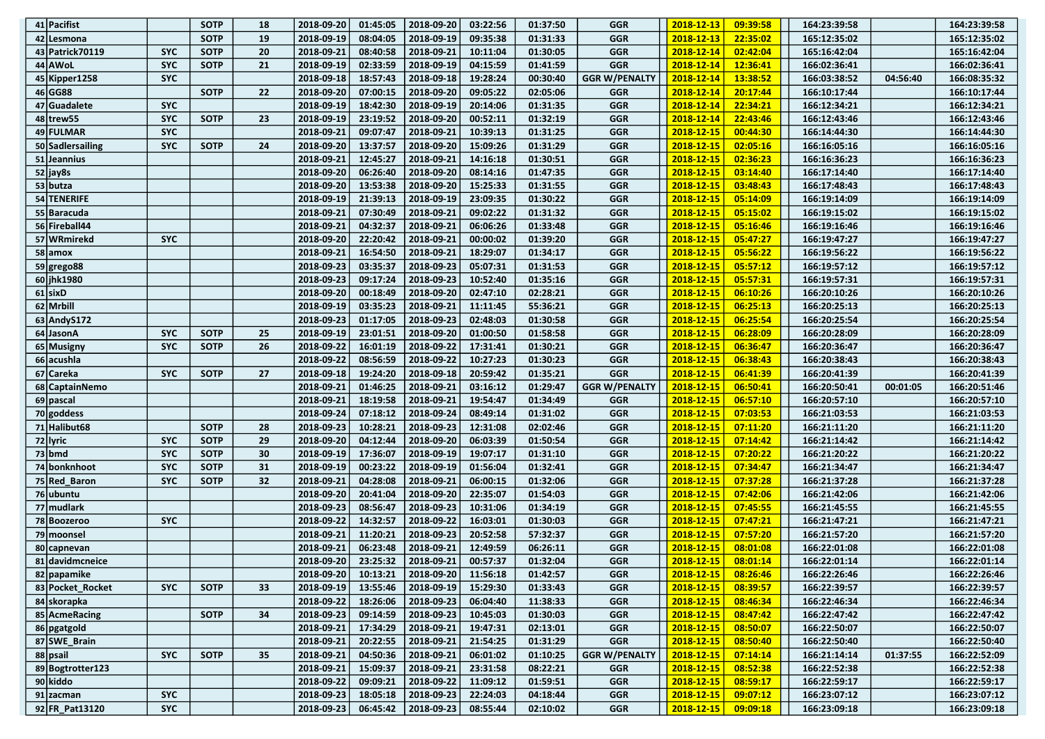| | | | | | | | | | | | | | | | |
|---|---|---|---|---|---|---|---|---|---|---|---|---|---|---|---|
| 41 | Pacifist | | SOTP | 18 | 2018-09-20 | 01:45:05 | 2018-09-20 | 03:22:56 | 01:37:50 | GGR | 2018-12-13 | 09:39:58 | 164:23:39:58 | | 164:23:39:58 |
| 42 | Lesmona | | SOTP | 19 | 2018-09-19 | 08:04:05 | 2018-09-19 | 09:35:38 | 01:31:33 | GGR | 2018-12-13 | 22:35:02 | 165:12:35:02 | | 165:12:35:02 |
| 43 | Patrick70119 | SYC | SOTP | 20 | 2018-09-21 | 08:40:58 | 2018-09-21 | 10:11:04 | 01:30:05 | GGR | 2018-12-14 | 02:42:04 | 165:16:42:04 | | 165:16:42:04 |
| 44 | AWoL | SYC | SOTP | 21 | 2018-09-19 | 02:33:59 | 2018-09-19 | 04:15:59 | 01:41:59 | GGR | 2018-12-14 | 12:36:41 | 166:02:36:41 | | 166:02:36:41 |
| 45 | Kipper1258 | SYC | | | 2018-09-18 | 18:57:43 | 2018-09-18 | 19:28:24 | 00:30:40 | GGR W/PENALTY | 2018-12-14 | 13:38:52 | 166:03:38:52 | 04:56:40 | 166:08:35:32 |
| 46 | GG88 | | SOTP | 22 | 2018-09-20 | 07:00:15 | 2018-09-20 | 09:05:22 | 02:05:06 | GGR | 2018-12-14 | 20:17:44 | 166:10:17:44 | | 166:10:17:44 |
| 47 | Guadalete | SYC | | | 2018-09-19 | 18:42:30 | 2018-09-19 | 20:14:06 | 01:31:35 | GGR | 2018-12-14 | 22:34:21 | 166:12:34:21 | | 166:12:34:21 |
| 48 | trew55 | SYC | SOTP | 23 | 2018-09-19 | 23:19:52 | 2018-09-20 | 00:52:11 | 01:32:19 | GGR | 2018-12-14 | 22:43:46 | 166:12:43:46 | | 166:12:43:46 |
| 49 | FULMAR | SYC | | | 2018-09-21 | 09:07:47 | 2018-09-21 | 10:39:13 | 01:31:25 | GGR | 2018-12-15 | 00:44:30 | 166:14:44:30 | | 166:14:44:30 |
| 50 | Sadlersailing | SYC | SOTP | 24 | 2018-09-20 | 13:37:57 | 2018-09-20 | 15:09:26 | 01:31:29 | GGR | 2018-12-15 | 02:05:16 | 166:16:05:16 | | 166:16:05:16 |
| 51 | Jeannius | | | | 2018-09-21 | 12:45:27 | 2018-09-21 | 14:16:18 | 01:30:51 | GGR | 2018-12-15 | 02:36:23 | 166:16:36:23 | | 166:16:36:23 |
| 52 | jay8s | | | | 2018-09-20 | 06:26:40 | 2018-09-20 | 08:14:16 | 01:47:35 | GGR | 2018-12-15 | 03:14:40 | 166:17:14:40 | | 166:17:14:40 |
| 53 | butza | | | | 2018-09-20 | 13:53:38 | 2018-09-20 | 15:25:33 | 01:31:55 | GGR | 2018-12-15 | 03:48:43 | 166:17:48:43 | | 166:17:48:43 |
| 54 | TENERIFE | | | | 2018-09-19 | 21:39:13 | 2018-09-19 | 23:09:35 | 01:30:22 | GGR | 2018-12-15 | 05:14:09 | 166:19:14:09 | | 166:19:14:09 |
| 55 | Baracuda | | | | 2018-09-21 | 07:30:49 | 2018-09-21 | 09:02:22 | 01:31:32 | GGR | 2018-12-15 | 05:15:02 | 166:19:15:02 | | 166:19:15:02 |
| 56 | Fireball44 | | | | 2018-09-21 | 04:32:37 | 2018-09-21 | 06:06:26 | 01:33:48 | GGR | 2018-12-15 | 05:16:46 | 166:19:16:46 | | 166:19:16:46 |
| 57 | WRmirekd | SYC | | | 2018-09-20 | 22:20:42 | 2018-09-21 | 00:00:02 | 01:39:20 | GGR | 2018-12-15 | 05:47:27 | 166:19:47:27 | | 166:19:47:27 |
| 58 | amox | | | | 2018-09-21 | 16:54:50 | 2018-09-21 | 18:29:07 | 01:34:17 | GGR | 2018-12-15 | 05:56:22 | 166:19:56:22 | | 166:19:56:22 |
| 59 | grego88 | | | | 2018-09-23 | 03:35:37 | 2018-09-23 | 05:07:31 | 01:31:53 | GGR | 2018-12-15 | 05:57:12 | 166:19:57:12 | | 166:19:57:12 |
| 60 | jhk1980 | | | | 2018-09-23 | 09:17:24 | 2018-09-23 | 10:52:40 | 01:35:16 | GGR | 2018-12-15 | 05:57:31 | 166:19:57:31 | | 166:19:57:31 |
| 61 | sixD | | | | 2018-09-20 | 00:18:49 | 2018-09-20 | 02:47:10 | 02:28:21 | GGR | 2018-12-15 | 06:10:26 | 166:20:10:26 | | 166:20:10:26 |
| 62 | Mrbill | | | | 2018-09-19 | 03:35:23 | 2018-09-21 | 11:11:45 | 55:36:21 | GGR | 2018-12-15 | 06:25:13 | 166:20:25:13 | | 166:20:25:13 |
| 63 | AndyS172 | | | | 2018-09-23 | 01:17:05 | 2018-09-23 | 02:48:03 | 01:30:58 | GGR | 2018-12-15 | 06:25:54 | 166:20:25:54 | | 166:20:25:54 |
| 64 | JasonA | SYC | SOTP | 25 | 2018-09-19 | 23:01:51 | 2018-09-20 | 01:00:50 | 01:58:58 | GGR | 2018-12-15 | 06:28:09 | 166:20:28:09 | | 166:20:28:09 |
| 65 | Musigny | SYC | SOTP | 26 | 2018-09-22 | 16:01:19 | 2018-09-22 | 17:31:41 | 01:30:21 | GGR | 2018-12-15 | 06:36:47 | 166:20:36:47 | | 166:20:36:47 |
| 66 | acushla | | | | 2018-09-22 | 08:56:59 | 2018-09-22 | 10:27:23 | 01:30:23 | GGR | 2018-12-15 | 06:38:43 | 166:20:38:43 | | 166:20:38:43 |
| 67 | Careka | SYC | SOTP | 27 | 2018-09-18 | 19:24:20 | 2018-09-18 | 20:59:42 | 01:35:21 | GGR | 2018-12-15 | 06:41:39 | 166:20:41:39 | | 166:20:41:39 |
| 68 | CaptainNemo | | | | 2018-09-21 | 01:46:25 | 2018-09-21 | 03:16:12 | 01:29:47 | GGR W/PENALTY | 2018-12-15 | 06:50:41 | 166:20:50:41 | 00:01:05 | 166:20:51:46 |
| 69 | pascal | | | | 2018-09-21 | 18:19:58 | 2018-09-21 | 19:54:47 | 01:34:49 | GGR | 2018-12-15 | 06:57:10 | 166:20:57:10 | | 166:20:57:10 |
| 70 | goddess | | | | 2018-09-24 | 07:18:12 | 2018-09-24 | 08:49:14 | 01:31:02 | GGR | 2018-12-15 | 07:03:53 | 166:21:03:53 | | 166:21:03:53 |
| 71 | Halibut68 | | SOTP | 28 | 2018-09-23 | 10:28:21 | 2018-09-23 | 12:31:08 | 02:02:46 | GGR | 2018-12-15 | 07:11:20 | 166:21:11:20 | | 166:21:11:20 |
| 72 | lyric | SYC | SOTP | 29 | 2018-09-20 | 04:12:44 | 2018-09-20 | 06:03:39 | 01:50:54 | GGR | 2018-12-15 | 07:14:42 | 166:21:14:42 | | 166:21:14:42 |
| 73 | bmd | SYC | SOTP | 30 | 2018-09-19 | 17:36:07 | 2018-09-19 | 19:07:17 | 01:31:10 | GGR | 2018-12-15 | 07:20:22 | 166:21:20:22 | | 166:21:20:22 |
| 74 | bonknhoot | SYC | SOTP | 31 | 2018-09-19 | 00:23:22 | 2018-09-19 | 01:56:04 | 01:32:41 | GGR | 2018-12-15 | 07:34:47 | 166:21:34:47 | | 166:21:34:47 |
| 75 | Red_Baron | SYC | SOTP | 32 | 2018-09-21 | 04:28:08 | 2018-09-21 | 06:00:15 | 01:32:06 | GGR | 2018-12-15 | 07:37:28 | 166:21:37:28 | | 166:21:37:28 |
| 76 | ubuntu | | | | 2018-09-20 | 20:41:04 | 2018-09-20 | 22:35:07 | 01:54:03 | GGR | 2018-12-15 | 07:42:06 | 166:21:42:06 | | 166:21:42:06 |
| 77 | mudlark | | | | 2018-09-23 | 08:56:47 | 2018-09-23 | 10:31:06 | 01:34:19 | GGR | 2018-12-15 | 07:45:55 | 166:21:45:55 | | 166:21:45:55 |
| 78 | Boozeroo | SYC | | | 2018-09-22 | 14:32:57 | 2018-09-22 | 16:03:01 | 01:30:03 | GGR | 2018-12-15 | 07:47:21 | 166:21:47:21 | | 166:21:47:21 |
| 79 | moonsel | | | | 2018-09-21 | 11:20:21 | 2018-09-23 | 20:52:58 | 57:32:37 | GGR | 2018-12-15 | 07:57:20 | 166:21:57:20 | | 166:21:57:20 |
| 80 | capnevan | | | | 2018-09-21 | 06:23:48 | 2018-09-21 | 12:49:59 | 06:26:11 | GGR | 2018-12-15 | 08:01:08 | 166:22:01:08 | | 166:22:01:08 |
| 81 | davidmcneice | | | | 2018-09-20 | 23:25:32 | 2018-09-21 | 00:57:37 | 01:32:04 | GGR | 2018-12-15 | 08:01:14 | 166:22:01:14 | | 166:22:01:14 |
| 82 | papamike | | | | 2018-09-20 | 10:13:21 | 2018-09-20 | 11:56:18 | 01:42:57 | GGR | 2018-12-15 | 08:26:46 | 166:22:26:46 | | 166:22:26:46 |
| 83 | Pocket_Rocket | SYC | SOTP | 33 | 2018-09-19 | 13:55:46 | 2018-09-19 | 15:29:30 | 01:33:43 | GGR | 2018-12-15 | 08:39:57 | 166:22:39:57 | | 166:22:39:57 |
| 84 | skorapka | | | | 2018-09-22 | 18:26:06 | 2018-09-23 | 06:04:40 | 11:38:33 | GGR | 2018-12-15 | 08:46:34 | 166:22:46:34 | | 166:22:46:34 |
| 85 | AcmeRacing | | SOTP | 34 | 2018-09-23 | 09:14:59 | 2018-09-23 | 10:45:03 | 01:30:03 | GGR | 2018-12-15 | 08:47:42 | 166:22:47:42 | | 166:22:47:42 |
| 86 | pgatgold | | | | 2018-09-21 | 17:34:29 | 2018-09-21 | 19:47:31 | 02:13:01 | GGR | 2018-12-15 | 08:50:07 | 166:22:50:07 | | 166:22:50:07 |
| 87 | SWE_Brain | | | | 2018-09-21 | 20:22:55 | 2018-09-21 | 21:54:25 | 01:31:29 | GGR | 2018-12-15 | 08:50:40 | 166:22:50:40 | | 166:22:50:40 |
| 88 | psail | SYC | SOTP | 35 | 2018-09-21 | 04:50:36 | 2018-09-21 | 06:01:02 | 01:10:25 | GGR W/PENALTY | 2018-12-15 | 07:14:14 | 166:21:14:14 | 01:37:55 | 166:22:52:09 |
| 89 | Bogtrotter123 | | | | 2018-09-21 | 15:09:37 | 2018-09-21 | 23:31:58 | 08:22:21 | GGR | 2018-12-15 | 08:52:38 | 166:22:52:38 | | 166:22:52:38 |
| 90 | kiddo | | | | 2018-09-22 | 09:09:21 | 2018-09-22 | 11:09:12 | 01:59:51 | GGR | 2018-12-15 | 08:59:17 | 166:22:59:17 | | 166:22:59:17 |
| 91 | zacman | SYC | | | 2018-09-23 | 18:05:18 | 2018-09-23 | 22:24:03 | 04:18:44 | GGR | 2018-12-15 | 09:07:12 | 166:23:07:12 | | 166:23:07:12 |
| 92 | FR_Pat13120 | SYC | | | 2018-09-23 | 06:45:42 | 2018-09-23 | 08:55:44 | 02:10:02 | GGR | 2018-12-15 | 09:09:18 | 166:23:09:18 | | 166:23:09:18 |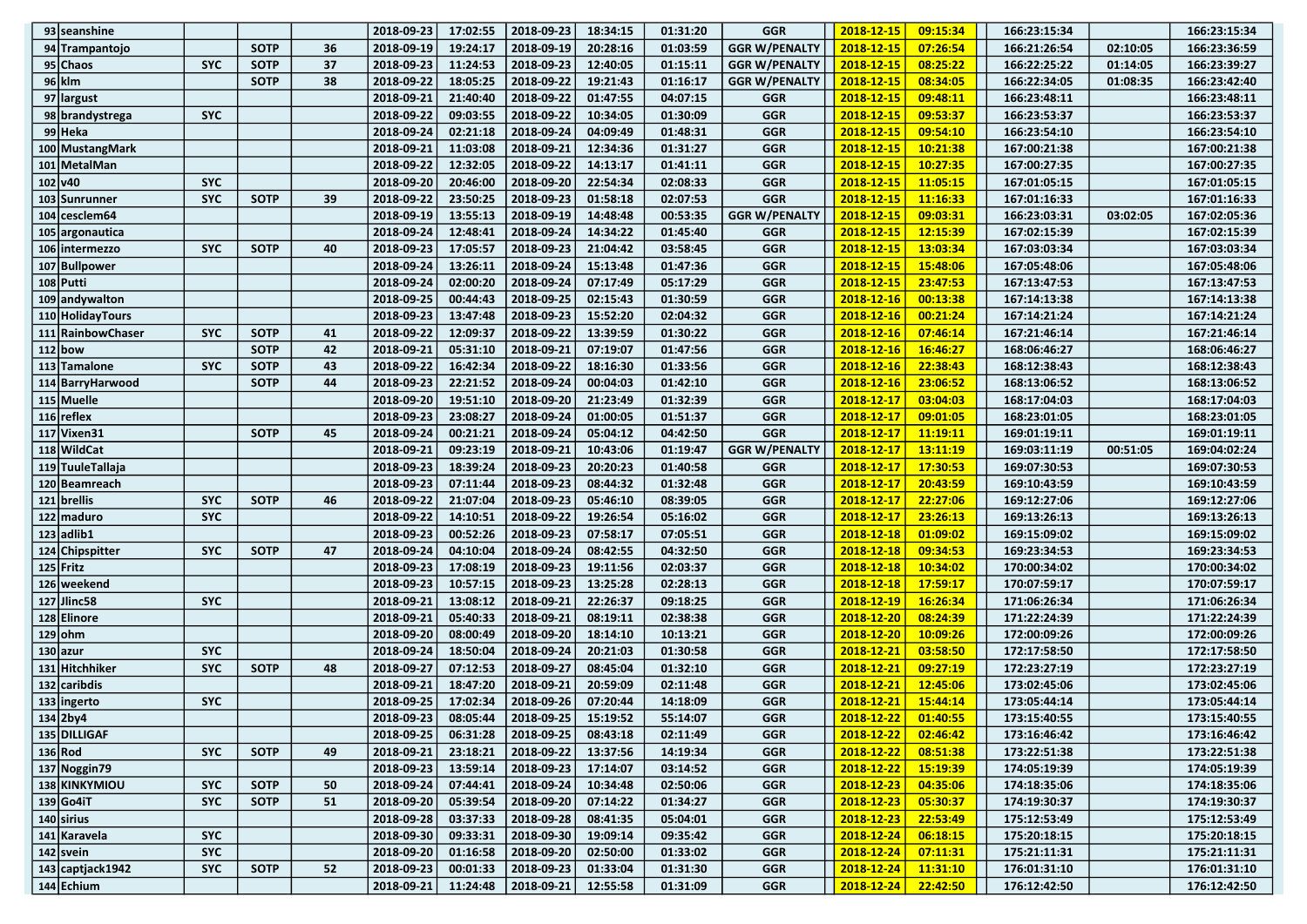| | | | | | | | | | | | | | | | |
|---|---|---|---|---|---|---|---|---|---|---|---|---|---|---|---|
| 93 | seanshine | | | | 2018-09-23 | 17:02:55 | 2018-09-23 | 18:34:15 | 01:31:20 | GGR | 2018-12-15 | 09:15:34 | 166:23:15:34 | | 166:23:15:34 |
| 94 | Trampantojo | | SOTP | 36 | 2018-09-19 | 19:24:17 | 2018-09-19 | 20:28:16 | 01:03:59 | GGR W/PENALTY | 2018-12-15 | 07:26:54 | 166:21:26:54 | 02:10:05 | 166:23:36:59 |
| 95 | Chaos | SYC | SOTP | 37 | 2018-09-23 | 11:24:53 | 2018-09-23 | 12:40:05 | 01:15:11 | GGR W/PENALTY | 2018-12-15 | 08:25:22 | 166:22:25:22 | 01:14:05 | 166:23:39:27 |
| 96 | klm | | SOTP | 38 | 2018-09-22 | 18:05:25 | 2018-09-22 | 19:21:43 | 01:16:17 | GGR W/PENALTY | 2018-12-15 | 08:34:05 | 166:22:34:05 | 01:08:35 | 166:23:42:40 |
| 97 | largust | | | | 2018-09-21 | 21:40:40 | 2018-09-22 | 01:47:55 | 04:07:15 | GGR | 2018-12-15 | 09:48:11 | 166:23:48:11 | | 166:23:48:11 |
| 98 | brandystrega | SYC | | | 2018-09-22 | 09:03:55 | 2018-09-22 | 10:34:05 | 01:30:09 | GGR | 2018-12-15 | 09:53:37 | 166:23:53:37 | | 166:23:53:37 |
| 99 | Heka | | | | 2018-09-24 | 02:21:18 | 2018-09-24 | 04:09:49 | 01:48:31 | GGR | 2018-12-15 | 09:54:10 | 166:23:54:10 | | 166:23:54:10 |
| 100 | MustangMark | | | | 2018-09-21 | 11:03:08 | 2018-09-21 | 12:34:36 | 01:31:27 | GGR | 2018-12-15 | 10:21:38 | 167:00:21:38 | | 167:00:21:38 |
| 101 | MetalMan | | | | 2018-09-22 | 12:32:05 | 2018-09-22 | 14:13:17 | 01:41:11 | GGR | 2018-12-15 | 10:27:35 | 167:00:27:35 | | 167:00:27:35 |
| 102 | v40 | SYC | | | 2018-09-20 | 20:46:00 | 2018-09-20 | 22:54:34 | 02:08:33 | GGR | 2018-12-15 | 11:05:15 | 167:01:05:15 | | 167:01:05:15 |
| 103 | Sunrunner | SYC | SOTP | 39 | 2018-09-22 | 23:50:25 | 2018-09-23 | 01:58:18 | 02:07:53 | GGR | 2018-12-15 | 11:16:33 | 167:01:16:33 | | 167:01:16:33 |
| 104 | cesclem64 | | | | 2018-09-19 | 13:55:13 | 2018-09-19 | 14:48:48 | 00:53:35 | GGR W/PENALTY | 2018-12-15 | 09:03:31 | 166:23:03:31 | 03:02:05 | 167:02:05:36 |
| 105 | argonautica | | | | 2018-09-24 | 12:48:41 | 2018-09-24 | 14:34:22 | 01:45:40 | GGR | 2018-12-15 | 12:15:39 | 167:02:15:39 | | 167:02:15:39 |
| 106 | intermezzo | SYC | SOTP | 40 | 2018-09-23 | 17:05:57 | 2018-09-23 | 21:04:42 | 03:58:45 | GGR | 2018-12-15 | 13:03:34 | 167:03:03:34 | | 167:03:03:34 |
| 107 | Bullpower | | | | 2018-09-24 | 13:26:11 | 2018-09-24 | 15:13:48 | 01:47:36 | GGR | 2018-12-15 | 15:48:06 | 167:05:48:06 | | 167:05:48:06 |
| 108 | Putti | | | | 2018-09-24 | 02:00:20 | 2018-09-24 | 07:17:49 | 05:17:29 | GGR | 2018-12-15 | 23:47:53 | 167:13:47:53 | | 167:13:47:53 |
| 109 | andywalton | | | | 2018-09-25 | 00:44:43 | 2018-09-25 | 02:15:43 | 01:30:59 | GGR | 2018-12-16 | 00:13:38 | 167:14:13:38 | | 167:14:13:38 |
| 110 | HolidayTours | | | | 2018-09-23 | 13:47:48 | 2018-09-23 | 15:52:20 | 02:04:32 | GGR | 2018-12-16 | 00:21:24 | 167:14:21:24 | | 167:14:21:24 |
| 111 | RainbowChaser | SYC | SOTP | 41 | 2018-09-22 | 12:09:37 | 2018-09-22 | 13:39:59 | 01:30:22 | GGR | 2018-12-16 | 07:46:14 | 167:21:46:14 | | 167:21:46:14 |
| 112 | bow | | SOTP | 42 | 2018-09-21 | 05:31:10 | 2018-09-21 | 07:19:07 | 01:47:56 | GGR | 2018-12-16 | 16:46:27 | 168:06:46:27 | | 168:06:46:27 |
| 113 | Tamalone | SYC | SOTP | 43 | 2018-09-22 | 16:42:34 | 2018-09-22 | 18:16:30 | 01:33:56 | GGR | 2018-12-16 | 22:38:43 | 168:12:38:43 | | 168:12:38:43 |
| 114 | BarryHarwood | | SOTP | 44 | 2018-09-23 | 22:21:52 | 2018-09-24 | 00:04:03 | 01:42:10 | GGR | 2018-12-16 | 23:06:52 | 168:13:06:52 | | 168:13:06:52 |
| 115 | Muelle | | | | 2018-09-20 | 19:51:10 | 2018-09-20 | 21:23:49 | 01:32:39 | GGR | 2018-12-17 | 03:04:03 | 168:17:04:03 | | 168:17:04:03 |
| 116 | reflex | | | | 2018-09-23 | 23:08:27 | 2018-09-24 | 01:00:05 | 01:51:37 | GGR | 2018-12-17 | 09:01:05 | 168:23:01:05 | | 168:23:01:05 |
| 117 | Vixen31 | | SOTP | 45 | 2018-09-24 | 00:21:21 | 2018-09-24 | 05:04:12 | 04:42:50 | GGR | 2018-12-17 | 11:19:11 | 169:01:19:11 | | 169:01:19:11 |
| 118 | WildCat | | | | 2018-09-21 | 09:23:19 | 2018-09-21 | 10:43:06 | 01:19:47 | GGR W/PENALTY | 2018-12-17 | 13:11:19 | 169:03:11:19 | 00:51:05 | 169:04:02:24 |
| 119 | TuuleTallaja | | | | 2018-09-23 | 18:39:24 | 2018-09-23 | 20:20:23 | 01:40:58 | GGR | 2018-12-17 | 17:30:53 | 169:07:30:53 | | 169:07:30:53 |
| 120 | Beamreach | | | | 2018-09-23 | 07:11:44 | 2018-09-23 | 08:44:32 | 01:32:48 | GGR | 2018-12-17 | 20:43:59 | 169:10:43:59 | | 169:10:43:59 |
| 121 | brellis | SYC | SOTP | 46 | 2018-09-22 | 21:07:04 | 2018-09-23 | 05:46:10 | 08:39:05 | GGR | 2018-12-17 | 22:27:06 | 169:12:27:06 | | 169:12:27:06 |
| 122 | maduro | SYC | | | 2018-09-22 | 14:10:51 | 2018-09-22 | 19:26:54 | 05:16:02 | GGR | 2018-12-17 | 23:26:13 | 169:13:26:13 | | 169:13:26:13 |
| 123 | adlib1 | | | | 2018-09-23 | 00:52:26 | 2018-09-23 | 07:58:17 | 07:05:51 | GGR | 2018-12-18 | 01:09:02 | 169:15:09:02 | | 169:15:09:02 |
| 124 | Chipspitter | SYC | SOTP | 47 | 2018-09-24 | 04:10:04 | 2018-09-24 | 08:42:55 | 04:32:50 | GGR | 2018-12-18 | 09:34:53 | 169:23:34:53 | | 169:23:34:53 |
| 125 | Fritz | | | | 2018-09-23 | 17:08:19 | 2018-09-23 | 19:11:56 | 02:03:37 | GGR | 2018-12-18 | 10:34:02 | 170:00:34:02 | | 170:00:34:02 |
| 126 | weekend | | | | 2018-09-23 | 10:57:15 | 2018-09-23 | 13:25:28 | 02:28:13 | GGR | 2018-12-18 | 17:59:17 | 170:07:59:17 | | 170:07:59:17 |
| 127 | Jlinc58 | SYC | | | 2018-09-21 | 13:08:12 | 2018-09-21 | 22:26:37 | 09:18:25 | GGR | 2018-12-19 | 16:26:34 | 171:06:26:34 | | 171:06:26:34 |
| 128 | Elinore | | | | 2018-09-21 | 05:40:33 | 2018-09-21 | 08:19:11 | 02:38:38 | GGR | 2018-12-20 | 08:24:39 | 171:22:24:39 | | 171:22:24:39 |
| 129 | ohm | | | | 2018-09-20 | 08:00:49 | 2018-09-20 | 18:14:10 | 10:13:21 | GGR | 2018-12-20 | 10:09:26 | 172:00:09:26 | | 172:00:09:26 |
| 130 | azur | SYC | | | 2018-09-24 | 18:50:04 | 2018-09-24 | 20:21:03 | 01:30:58 | GGR | 2018-12-21 | 03:58:50 | 172:17:58:50 | | 172:17:58:50 |
| 131 | Hitchhiker | SYC | SOTP | 48 | 2018-09-27 | 07:12:53 | 2018-09-27 | 08:45:04 | 01:32:10 | GGR | 2018-12-21 | 09:27:19 | 172:23:27:19 | | 172:23:27:19 |
| 132 | caribdis | | | | 2018-09-21 | 18:47:20 | 2018-09-21 | 20:59:09 | 02:11:48 | GGR | 2018-12-21 | 12:45:06 | 173:02:45:06 | | 173:02:45:06 |
| 133 | ingerto | SYC | | | 2018-09-25 | 17:02:34 | 2018-09-26 | 07:20:44 | 14:18:09 | GGR | 2018-12-21 | 15:44:14 | 173:05:44:14 | | 173:05:44:14 |
| 134 | 2by4 | | | | 2018-09-23 | 08:05:44 | 2018-09-25 | 15:19:52 | 55:14:07 | GGR | 2018-12-22 | 01:40:55 | 173:15:40:55 | | 173:15:40:55 |
| 135 | DILLIGAF | | | | 2018-09-25 | 06:31:28 | 2018-09-25 | 08:43:18 | 02:11:49 | GGR | 2018-12-22 | 02:46:42 | 173:16:46:42 | | 173:16:46:42 |
| 136 | Rod | SYC | SOTP | 49 | 2018-09-21 | 23:18:21 | 2018-09-22 | 13:37:56 | 14:19:34 | GGR | 2018-12-22 | 08:51:38 | 173:22:51:38 | | 173:22:51:38 |
| 137 | Noggin79 | | | | 2018-09-23 | 13:59:14 | 2018-09-23 | 17:14:07 | 03:14:52 | GGR | 2018-12-22 | 15:19:39 | 174:05:19:39 | | 174:05:19:39 |
| 138 | KINKYMIOU | SYC | SOTP | 50 | 2018-09-24 | 07:44:41 | 2018-09-24 | 10:34:48 | 02:50:06 | GGR | 2018-12-23 | 04:35:06 | 174:18:35:06 | | 174:18:35:06 |
| 139 | Go4iT | SYC | SOTP | 51 | 2018-09-20 | 05:39:54 | 2018-09-20 | 07:14:22 | 01:34:27 | GGR | 2018-12-23 | 05:30:37 | 174:19:30:37 | | 174:19:30:37 |
| 140 | sirius | | | | 2018-09-28 | 03:37:33 | 2018-09-28 | 08:41:35 | 05:04:01 | GGR | 2018-12-23 | 22:53:49 | 175:12:53:49 | | 175:12:53:49 |
| 141 | Karavela | SYC | | | 2018-09-30 | 09:33:31 | 2018-09-30 | 19:09:14 | 09:35:42 | GGR | 2018-12-24 | 06:18:15 | 175:20:18:15 | | 175:20:18:15 |
| 142 | svein | SYC | | | 2018-09-20 | 01:16:58 | 2018-09-20 | 02:50:00 | 01:33:02 | GGR | 2018-12-24 | 07:11:31 | 175:21:11:31 | | 175:21:11:31 |
| 143 | captjack1942 | SYC | SOTP | 52 | 2018-09-23 | 00:01:33 | 2018-09-23 | 01:33:04 | 01:31:30 | GGR | 2018-12-24 | 11:31:10 | 176:01:31:10 | | 176:01:31:10 |
| 144 | Echium | | | | 2018-09-21 | 11:24:48 | 2018-09-21 | 12:55:58 | 01:31:09 | GGR | 2018-12-24 | 22:42:50 | 176:12:42:50 | | 176:12:42:50 |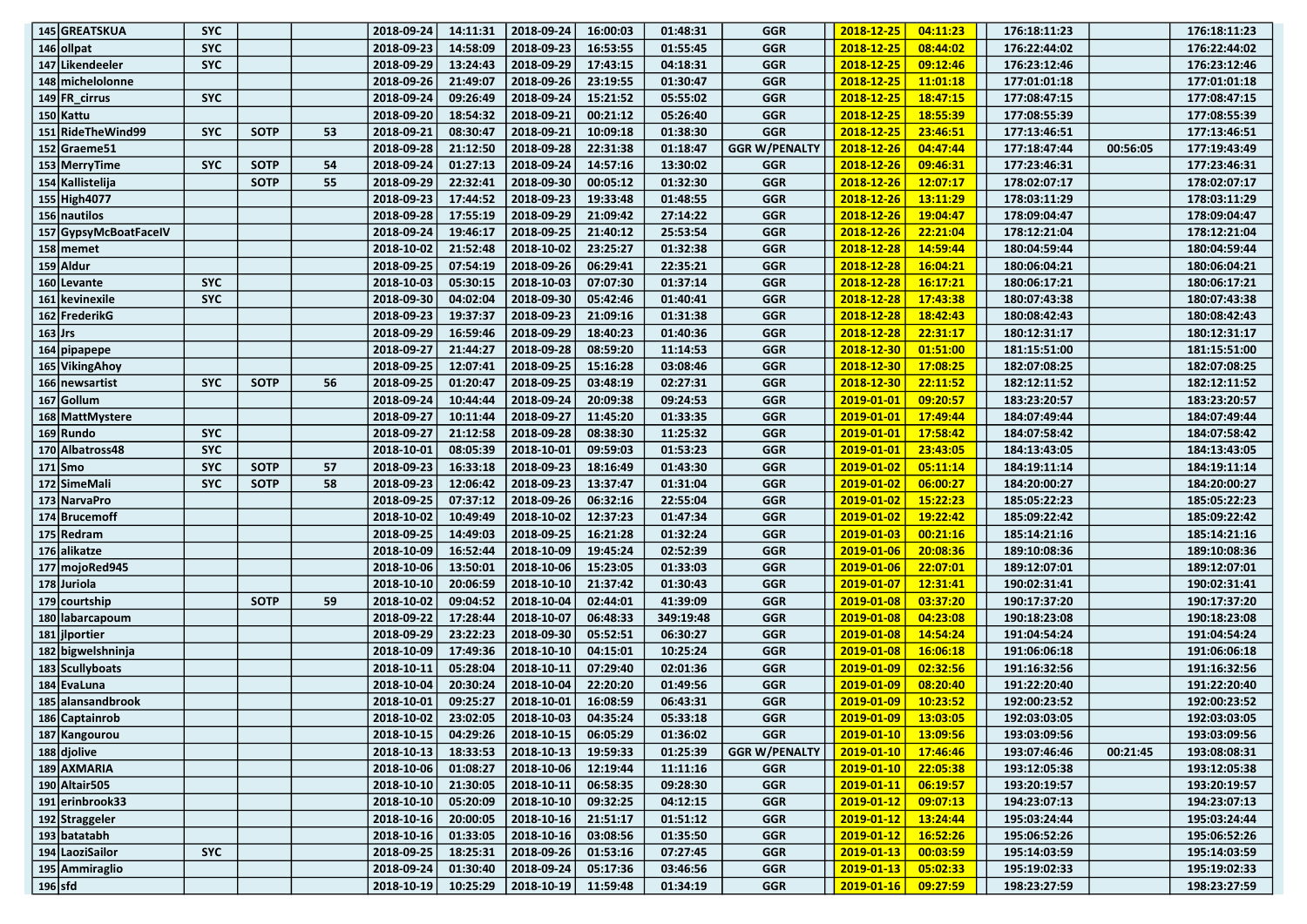| | | | | | | | | | | | | | | | |
|---|---|---|---|---|---|---|---|---|---|---|---|---|---|---|---|
| 145 | GREATSKUA | SYC | | | 2018-09-24 | 14:11:31 | 2018-09-24 | 16:00:03 | 01:48:31 | GGR | 2018-12-25 | 04:11:23 | 176:18:11:23 | | 176:18:11:23 |
| 146 | ollpat | SYC | | | 2018-09-23 | 14:58:09 | 2018-09-23 | 16:53:55 | 01:55:45 | GGR | 2018-12-25 | 08:44:02 | 176:22:44:02 | | 176:22:44:02 |
| 147 | Likendeeler | SYC | | | 2018-09-29 | 13:24:43 | 2018-09-29 | 17:43:15 | 04:18:31 | GGR | 2018-12-25 | 09:12:46 | 176:23:12:46 | | 176:23:12:46 |
| 148 | michelolonne | | | | 2018-09-26 | 21:49:07 | 2018-09-26 | 23:19:55 | 01:30:47 | GGR | 2018-12-25 | 11:01:18 | 177:01:01:18 | | 177:01:01:18 |
| 149 | FR_cirrus | SYC | | | 2018-09-24 | 09:26:49 | 2018-09-24 | 15:21:52 | 05:55:02 | GGR | 2018-12-25 | 18:47:15 | 177:08:47:15 | | 177:08:47:15 |
| 150 | Kattu | | | | 2018-09-20 | 18:54:32 | 2018-09-21 | 00:21:12 | 05:26:40 | GGR | 2018-12-25 | 18:55:39 | 177:08:55:39 | | 177:08:55:39 |
| 151 | RideTheWind99 | SYC | SOTP | 53 | 2018-09-21 | 08:30:47 | 2018-09-21 | 10:09:18 | 01:38:30 | GGR | 2018-12-25 | 23:46:51 | 177:13:46:51 | | 177:13:46:51 |
| 152 | Graeme51 | | | | 2018-09-28 | 21:12:50 | 2018-09-28 | 22:31:38 | 01:18:47 | GGR W/PENALTY | 2018-12-26 | 04:47:44 | 177:18:47:44 | 00:56:05 | 177:19:43:49 |
| 153 | MerryTime | SYC | SOTP | 54 | 2018-09-24 | 01:27:13 | 2018-09-24 | 14:57:16 | 13:30:02 | GGR | 2018-12-26 | 09:46:31 | 177:23:46:31 | | 177:23:46:31 |
| 154 | Kallistelija | | SOTP | 55 | 2018-09-29 | 22:32:41 | 2018-09-30 | 00:05:12 | 01:32:30 | GGR | 2018-12-26 | 12:07:17 | 178:02:07:17 | | 178:02:07:17 |
| 155 | High4077 | | | | 2018-09-23 | 17:44:52 | 2018-09-23 | 19:33:48 | 01:48:55 | GGR | 2018-12-26 | 13:11:29 | 178:03:11:29 | | 178:03:11:29 |
| 156 | nautilos | | | | 2018-09-28 | 17:55:19 | 2018-09-29 | 21:09:42 | 27:14:22 | GGR | 2018-12-26 | 19:04:47 | 178:09:04:47 | | 178:09:04:47 |
| 157 | GypsyMcBoatFaceIV | | | | 2018-09-24 | 19:46:17 | 2018-09-25 | 21:40:12 | 25:53:54 | GGR | 2018-12-26 | 22:21:04 | 178:12:21:04 | | 178:12:21:04 |
| 158 | memet | | | | 2018-10-02 | 21:52:48 | 2018-10-02 | 23:25:27 | 01:32:38 | GGR | 2018-12-28 | 14:59:44 | 180:04:59:44 | | 180:04:59:44 |
| 159 | Aldur | | | | 2018-09-25 | 07:54:19 | 2018-09-26 | 06:29:41 | 22:35:21 | GGR | 2018-12-28 | 16:04:21 | 180:06:04:21 | | 180:06:04:21 |
| 160 | Levante | SYC | | | 2018-10-03 | 05:30:15 | 2018-10-03 | 07:07:30 | 01:37:14 | GGR | 2018-12-28 | 16:17:21 | 180:06:17:21 | | 180:06:17:21 |
| 161 | kevinexile | SYC | | | 2018-09-30 | 04:02:04 | 2018-09-30 | 05:42:46 | 01:40:41 | GGR | 2018-12-28 | 17:43:38 | 180:07:43:38 | | 180:07:43:38 |
| 162 | FrederikG | | | | 2018-09-23 | 19:37:37 | 2018-09-23 | 21:09:16 | 01:31:38 | GGR | 2018-12-28 | 18:42:43 | 180:08:42:43 | | 180:08:42:43 |
| 163 | Jrs | | | | 2018-09-29 | 16:59:46 | 2018-09-29 | 18:40:23 | 01:40:36 | GGR | 2018-12-28 | 22:31:17 | 180:12:31:17 | | 180:12:31:17 |
| 164 | pipapepe | | | | 2018-09-27 | 21:44:27 | 2018-09-28 | 08:59:20 | 11:14:53 | GGR | 2018-12-30 | 01:51:00 | 181:15:51:00 | | 181:15:51:00 |
| 165 | VikingAhoy | | | | 2018-09-25 | 12:07:41 | 2018-09-25 | 15:16:28 | 03:08:46 | GGR | 2018-12-30 | 17:08:25 | 182:07:08:25 | | 182:07:08:25 |
| 166 | newsartist | SYC | SOTP | 56 | 2018-09-25 | 01:20:47 | 2018-09-25 | 03:48:19 | 02:27:31 | GGR | 2018-12-30 | 22:11:52 | 182:12:11:52 | | 182:12:11:52 |
| 167 | Gollum | | | | 2018-09-24 | 10:44:44 | 2018-09-24 | 20:09:38 | 09:24:53 | GGR | 2019-01-01 | 09:20:57 | 183:23:20:57 | | 183:23:20:57 |
| 168 | MattMystere | | | | 2018-09-27 | 10:11:44 | 2018-09-27 | 11:45:20 | 01:33:35 | GGR | 2019-01-01 | 17:49:44 | 184:07:49:44 | | 184:07:49:44 |
| 169 | Rundo | SYC | | | 2018-09-27 | 21:12:58 | 2018-09-28 | 08:38:30 | 11:25:32 | GGR | 2019-01-01 | 17:58:42 | 184:07:58:42 | | 184:07:58:42 |
| 170 | Albatross48 | SYC | | | 2018-10-01 | 08:05:39 | 2018-10-01 | 09:59:03 | 01:53:23 | GGR | 2019-01-01 | 23:43:05 | 184:13:43:05 | | 184:13:43:05 |
| 171 | Smo | SYC | SOTP | 57 | 2018-09-23 | 16:33:18 | 2018-09-23 | 18:16:49 | 01:43:30 | GGR | 2019-01-02 | 05:11:14 | 184:19:11:14 | | 184:19:11:14 |
| 172 | SimeMali | SYC | SOTP | 58 | 2018-09-23 | 12:06:42 | 2018-09-23 | 13:37:47 | 01:31:04 | GGR | 2019-01-02 | 06:00:27 | 184:20:00:27 | | 184:20:00:27 |
| 173 | NarvaPro | | | | 2018-09-25 | 07:37:12 | 2018-09-26 | 06:32:16 | 22:55:04 | GGR | 2019-01-02 | 15:22:23 | 185:05:22:23 | | 185:05:22:23 |
| 174 | Brucemoff | | | | 2018-10-02 | 10:49:49 | 2018-10-02 | 12:37:23 | 01:47:34 | GGR | 2019-01-02 | 19:22:42 | 185:09:22:42 | | 185:09:22:42 |
| 175 | Redram | | | | 2018-09-25 | 14:49:03 | 2018-09-25 | 16:21:28 | 01:32:24 | GGR | 2019-01-03 | 00:21:16 | 185:14:21:16 | | 185:14:21:16 |
| 176 | alikatze | | | | 2018-10-09 | 16:52:44 | 2018-10-09 | 19:45:24 | 02:52:39 | GGR | 2019-01-06 | 20:08:36 | 189:10:08:36 | | 189:10:08:36 |
| 177 | mojoRed945 | | | | 2018-10-06 | 13:50:01 | 2018-10-06 | 15:23:05 | 01:33:03 | GGR | 2019-01-06 | 22:07:01 | 189:12:07:01 | | 189:12:07:01 |
| 178 | Juriola | | | | 2018-10-10 | 20:06:59 | 2018-10-10 | 21:37:42 | 01:30:43 | GGR | 2019-01-07 | 12:31:41 | 190:02:31:41 | | 190:02:31:41 |
| 179 | courtship | | SOTP | 59 | 2018-10-02 | 09:04:52 | 2018-10-04 | 02:44:01 | 41:39:09 | GGR | 2019-01-08 | 03:37:20 | 190:17:37:20 | | 190:17:37:20 |
| 180 | labarcapoum | | | | 2018-09-22 | 17:28:44 | 2018-10-07 | 06:48:33 | 349:19:48 | GGR | 2019-01-08 | 04:23:08 | 190:18:23:08 | | 190:18:23:08 |
| 181 | jlportier | | | | 2018-09-29 | 23:22:23 | 2018-09-30 | 05:52:51 | 06:30:27 | GGR | 2019-01-08 | 14:54:24 | 191:04:54:24 | | 191:04:54:24 |
| 182 | bigwelshninja | | | | 2018-10-09 | 17:49:36 | 2018-10-10 | 04:15:01 | 10:25:24 | GGR | 2019-01-08 | 16:06:18 | 191:06:06:18 | | 191:06:06:18 |
| 183 | Scullyboats | | | | 2018-10-11 | 05:28:04 | 2018-10-11 | 07:29:40 | 02:01:36 | GGR | 2019-01-09 | 02:32:56 | 191:16:32:56 | | 191:16:32:56 |
| 184 | EvaLuna | | | | 2018-10-04 | 20:30:24 | 2018-10-04 | 22:20:20 | 01:49:56 | GGR | 2019-01-09 | 08:20:40 | 191:22:20:40 | | 191:22:20:40 |
| 185 | alansandbrook | | | | 2018-10-01 | 09:25:27 | 2018-10-01 | 16:08:59 | 06:43:31 | GGR | 2019-01-09 | 10:23:52 | 192:00:23:52 | | 192:00:23:52 |
| 186 | Captainrob | | | | 2018-10-02 | 23:02:05 | 2018-10-03 | 04:35:24 | 05:33:18 | GGR | 2019-01-09 | 13:03:05 | 192:03:03:05 | | 192:03:03:05 |
| 187 | Kangourou | | | | 2018-10-15 | 04:29:26 | 2018-10-15 | 06:05:29 | 01:36:02 | GGR | 2019-01-10 | 13:09:56 | 193:03:09:56 | | 193:03:09:56 |
| 188 | djolive | | | | 2018-10-13 | 18:33:53 | 2018-10-13 | 19:59:33 | 01:25:39 | GGR W/PENALTY | 2019-01-10 | 17:46:46 | 193:07:46:46 | 00:21:45 | 193:08:08:31 |
| 189 | AXMARIA | | | | 2018-10-06 | 01:08:27 | 2018-10-06 | 12:19:44 | 11:11:16 | GGR | 2019-01-10 | 22:05:38 | 193:12:05:38 | | 193:12:05:38 |
| 190 | Altair505 | | | | 2018-10-10 | 21:30:05 | 2018-10-11 | 06:58:35 | 09:28:30 | GGR | 2019-01-11 | 06:19:57 | 193:20:19:57 | | 193:20:19:57 |
| 191 | erinbrook33 | | | | 2018-10-10 | 05:20:09 | 2018-10-10 | 09:32:25 | 04:12:15 | GGR | 2019-01-12 | 09:07:13 | 194:23:07:13 | | 194:23:07:13 |
| 192 | Straggeler | | | | 2018-10-16 | 20:00:05 | 2018-10-16 | 21:51:17 | 01:51:12 | GGR | 2019-01-12 | 13:24:44 | 195:03:24:44 | | 195:03:24:44 |
| 193 | batatabh | | | | 2018-10-16 | 01:33:05 | 2018-10-16 | 03:08:56 | 01:35:50 | GGR | 2019-01-12 | 16:52:26 | 195:06:52:26 | | 195:06:52:26 |
| 194 | LaoziSailor | SYC | | | 2018-09-25 | 18:25:31 | 2018-09-26 | 01:53:16 | 07:27:45 | GGR | 2019-01-13 | 00:03:59 | 195:14:03:59 | | 195:14:03:59 |
| 195 | Ammiraglio | | | | 2018-09-24 | 01:30:40 | 2018-09-24 | 05:17:36 | 03:46:56 | GGR | 2019-01-13 | 05:02:33 | 195:19:02:33 | | 195:19:02:33 |
| 196 | sfd | | | | 2018-10-19 | 10:25:29 | 2018-10-19 | 11:59:48 | 01:34:19 | GGR | 2019-01-16 | 09:27:59 | 198:23:27:59 | | 198:23:27:59 |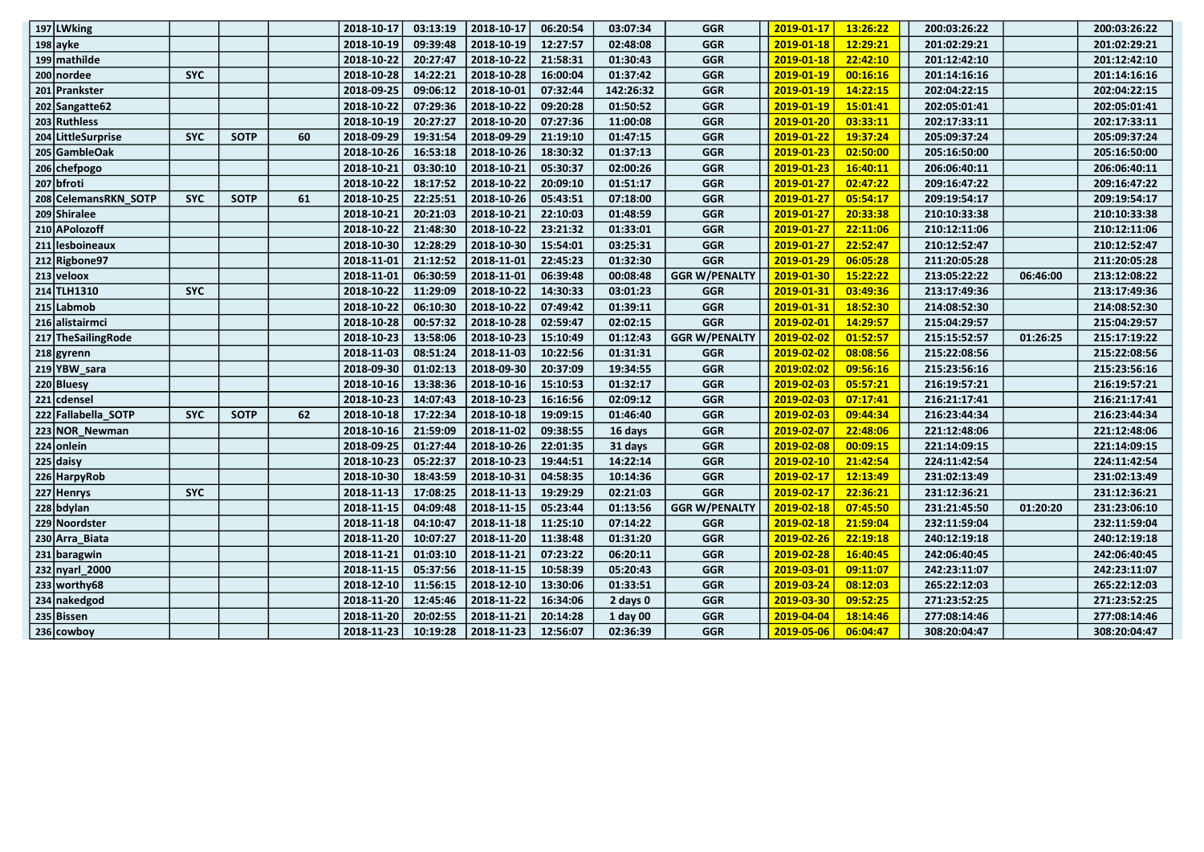| | | | | | | | | | | | | | | |
|---|---|---|---|---|---|---|---|---|---|---|---|---|---|---|
| 197 | LWking | | | | 2018-10-17 | 03:13:19 | 2018-10-17 | 06:20:54 | 03:07:34 | GGR | 2019-01-17 | 13:26:22 | 200:03:26:22 | | 200:03:26:22 |
| 198 | ayke | | | | 2018-10-19 | 09:39:48 | 2018-10-19 | 12:27:57 | 02:48:08 | GGR | 2019-01-18 | 12:29:21 | 201:02:29:21 | | 201:02:29:21 |
| 199 | mathilde | | | | 2018-10-22 | 20:27:47 | 2018-10-22 | 21:58:31 | 01:30:43 | GGR | 2019-01-18 | 22:42:10 | 201:12:42:10 | | 201:12:42:10 |
| 200 | nordee | SYC | | | 2018-10-28 | 14:22:21 | 2018-10-28 | 16:00:04 | 01:37:42 | GGR | 2019-01-19 | 00:16:16 | 201:14:16:16 | | 201:14:16:16 |
| 201 | Prankster | | | | 2018-09-25 | 09:06:12 | 2018-10-01 | 07:32:44 | 142:26:32 | GGR | 2019-01-19 | 14:22:15 | 202:04:22:15 | | 202:04:22:15 |
| 202 | Sangatte62 | | | | 2018-10-22 | 07:29:36 | 2018-10-22 | 09:20:28 | 01:50:52 | GGR | 2019-01-19 | 15:01:41 | 202:05:01:41 | | 202:05:01:41 |
| 203 | Ruthless | | | | 2018-10-19 | 20:27:27 | 2018-10-20 | 07:27:36 | 11:00:08 | GGR | 2019-01-20 | 03:33:11 | 202:17:33:11 | | 202:17:33:11 |
| 204 | LittleSurprise | SYC | SOTP | 60 | 2018-09-29 | 19:31:54 | 2018-09-29 | 21:19:10 | 01:47:15 | GGR | 2019-01-22 | 19:37:24 | 205:09:37:24 | | 205:09:37:24 |
| 205 | GambleOak | | | | 2018-10-26 | 16:53:18 | 2018-10-26 | 18:30:32 | 01:37:13 | GGR | 2019-01-23 | 02:50:00 | 205:16:50:00 | | 205:16:50:00 |
| 206 | chefpogo | | | | 2018-10-21 | 03:30:10 | 2018-10-21 | 05:30:37 | 02:00:26 | GGR | 2019-01-23 | 16:40:11 | 206:06:40:11 | | 206:06:40:11 |
| 207 | bfroti | | | | 2018-10-22 | 18:17:52 | 2018-10-22 | 20:09:10 | 01:51:17 | GGR | 2019-01-27 | 02:47:22 | 209:16:47:22 | | 209:16:47:22 |
| 208 | CelemansRKN_SOTP | SYC | SOTP | 61 | 2018-10-25 | 22:25:51 | 2018-10-26 | 05:43:51 | 07:18:00 | GGR | 2019-01-27 | 05:54:17 | 209:19:54:17 | | 209:19:54:17 |
| 209 | Shiralee | | | | 2018-10-21 | 20:21:03 | 2018-10-21 | 22:10:03 | 01:48:59 | GGR | 2019-01-27 | 20:33:38 | 210:10:33:38 | | 210:10:33:38 |
| 210 | APolozoff | | | | 2018-10-22 | 21:48:30 | 2018-10-22 | 23:21:32 | 01:33:01 | GGR | 2019-01-27 | 22:11:06 | 210:12:11:06 | | 210:12:11:06 |
| 211 | lesboineaux | | | | 2018-10-30 | 12:28:29 | 2018-10-30 | 15:54:01 | 03:25:31 | GGR | 2019-01-27 | 22:52:47 | 210:12:52:47 | | 210:12:52:47 |
| 212 | Rigbone97 | | | | 2018-11-01 | 21:12:52 | 2018-11-01 | 22:45:23 | 01:32:30 | GGR | 2019-01-29 | 06:05:28 | 211:20:05:28 | | 211:20:05:28 |
| 213 | veloox | | | | 2018-11-01 | 06:30:59 | 2018-11-01 | 06:39:48 | 00:08:48 | GGR W/PENALTY | 2019-01-30 | 15:22:22 | 213:05:22:22 | 06:46:00 | 213:12:08:22 |
| 214 | TLH1310 | SYC | | | 2018-10-22 | 11:29:09 | 2018-10-22 | 14:30:33 | 03:01:23 | GGR | 2019-01-31 | 03:49:36 | 213:17:49:36 | | 213:17:49:36 |
| 215 | Labmob | | | | 2018-10-22 | 06:10:30 | 2018-10-22 | 07:49:42 | 01:39:11 | GGR | 2019-01-31 | 18:52:30 | 214:08:52:30 | | 214:08:52:30 |
| 216 | alistairmci | | | | 2018-10-28 | 00:57:32 | 2018-10-28 | 02:59:47 | 02:02:15 | GGR | 2019-02-01 | 14:29:57 | 215:04:29:57 | | 215:04:29:57 |
| 217 | TheSailingRode | | | | 2018-10-23 | 13:58:06 | 2018-10-23 | 15:10:49 | 01:12:43 | GGR W/PENALTY | 2019-02-02 | 01:52:57 | 215:15:52:57 | 01:26:25 | 215:17:19:22 |
| 218 | gyrenn | | | | 2018-11-03 | 08:51:24 | 2018-11-03 | 10:22:56 | 01:31:31 | GGR | 2019-02-02 | 08:08:56 | 215:22:08:56 | | 215:22:08:56 |
| 219 | YBW_sara | | | | 2018-09-30 | 01:02:13 | 2018-09-30 | 20:37:09 | 19:34:55 | GGR | 2019:02:02 | 09:56:16 | 215:23:56:16 | | 215:23:56:16 |
| 220 | Bluesy | | | | 2018-10-16 | 13:38:36 | 2018-10-16 | 15:10:53 | 01:32:17 | GGR | 2019-02-03 | 05:57:21 | 216:19:57:21 | | 216:19:57:21 |
| 221 | cdensel | | | | 2018-10-23 | 14:07:43 | 2018-10-23 | 16:16:56 | 02:09:12 | GGR | 2019-02-03 | 07:17:41 | 216:21:17:41 | | 216:21:17:41 |
| 222 | Fallabella_SOTP | SYC | SOTP | 62 | 2018-10-18 | 17:22:34 | 2018-10-18 | 19:09:15 | 01:46:40 | GGR | 2019-02-03 | 09:44:34 | 216:23:44:34 | | 216:23:44:34 |
| 223 | NOR_Newman | | | | 2018-10-16 | 21:59:09 | 2018-11-02 | 09:38:55 | 16 days | GGR | 2019-02-07 | 22:48:06 | 221:12:48:06 | | 221:12:48:06 |
| 224 | onlein | | | | 2018-09-25 | 01:27:44 | 2018-10-26 | 22:01:35 | 31 days | GGR | 2019-02-08 | 00:09:15 | 221:14:09:15 | | 221:14:09:15 |
| 225 | daisy | | | | 2018-10-23 | 05:22:37 | 2018-10-23 | 19:44:51 | 14:22:14 | GGR | 2019-02-10 | 21:42:54 | 224:11:42:54 | | 224:11:42:54 |
| 226 | HarpyRob | | | | 2018-10-30 | 18:43:59 | 2018-10-31 | 04:58:35 | 10:14:36 | GGR | 2019-02-17 | 12:13:49 | 231:02:13:49 | | 231:02:13:49 |
| 227 | Henrys | SYC | | | 2018-11-13 | 17:08:25 | 2018-11-13 | 19:29:29 | 02:21:03 | GGR | 2019-02-17 | 22:36:21 | 231:12:36:21 | | 231:12:36:21 |
| 228 | bdylan | | | | 2018-11-15 | 04:09:48 | 2018-11-15 | 05:23:44 | 01:13:56 | GGR W/PENALTY | 2019-02-18 | 07:45:50 | 231:21:45:50 | 01:20:20 | 231:23:06:10 |
| 229 | Noordster | | | | 2018-11-18 | 04:10:47 | 2018-11-18 | 11:25:10 | 07:14:22 | GGR | 2019-02-18 | 21:59:04 | 232:11:59:04 | | 232:11:59:04 |
| 230 | Arra_Biata | | | | 2018-11-20 | 10:07:27 | 2018-11-20 | 11:38:48 | 01:31:20 | GGR | 2019-02-26 | 22:19:18 | 240:12:19:18 | | 240:12:19:18 |
| 231 | baragwin | | | | 2018-11-21 | 01:03:10 | 2018-11-21 | 07:23:22 | 06:20:11 | GGR | 2019-02-28 | 16:40:45 | 242:06:40:45 | | 242:06:40:45 |
| 232 | nyarl_2000 | | | | 2018-11-15 | 05:37:56 | 2018-11-15 | 10:58:39 | 05:20:43 | GGR | 2019-03-01 | 09:11:07 | 242:23:11:07 | | 242:23:11:07 |
| 233 | worthy68 | | | | 2018-12-10 | 11:56:15 | 2018-12-10 | 13:30:06 | 01:33:51 | GGR | 2019-03-24 | 08:12:03 | 265:22:12:03 | | 265:22:12:03 |
| 234 | nakedgod | | | | 2018-11-20 | 12:45:46 | 2018-11-22 | 16:34:06 | 2 days 0 | GGR | 2019-03-30 | 09:52:25 | 271:23:52:25 | | 271:23:52:25 |
| 235 | Bissen | | | | 2018-11-20 | 20:02:55 | 2018-11-21 | 20:14:28 | 1 day 00 | GGR | 2019-04-04 | 18:14:46 | 277:08:14:46 | | 277:08:14:46 |
| 236 | cowboy | | | | 2018-11-23 | 10:19:28 | 2018-11-23 | 12:56:07 | 02:36:39 | GGR | 2019-05-06 | 06:04:47 | 308:20:04:47 | | 308:20:04:47 |